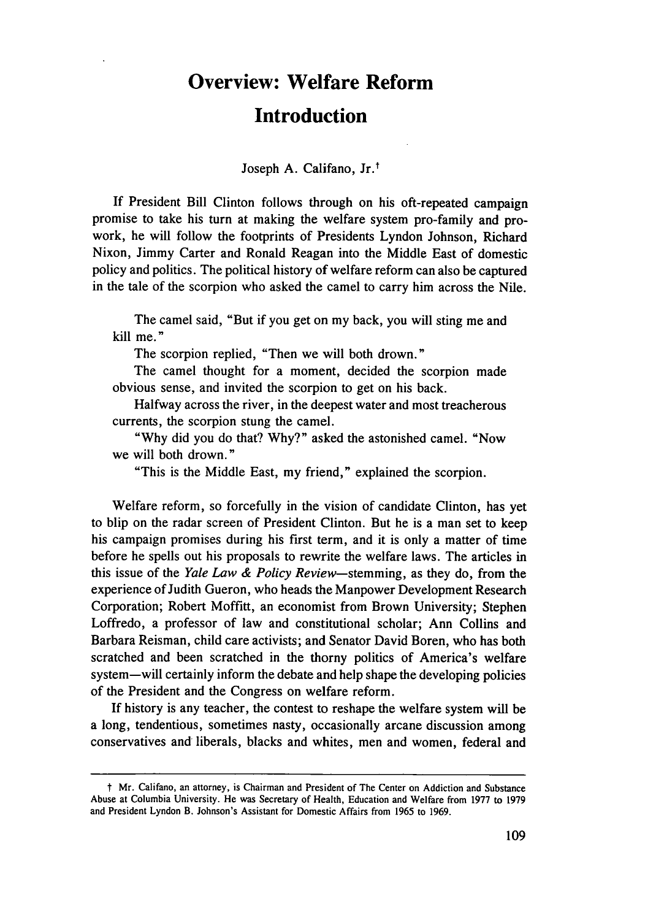# Overview: Welfare Reform

# Introduction

Joseph A. Califano, Jr.[†]

If President Bill Clinton follows through on his oft-repeated campaign promise to take his turn at making the welfare system pro-family and pro-work, he will follow the footprints of Presidents Lyndon Johnson, Richard Nixon, Jimmy Carter and Ronald Reagan into the Middle East of domestic policy and politics. The political history of welfare reform can also be captured in the tale of the scorpion who asked the camel to carry him across the Nile.

> The camel said, "But if you get on my back, you will sting me and kill me."
>
> The scorpion replied, "Then we will both drown."
>
> The camel thought for a moment, decided the scorpion made obvious sense, and invited the scorpion to get on his back.
>
> Halfway across the river, in the deepest water and most treacherous currents, the scorpion stung the camel.
>
> "Why did you do that? Why?" asked the astonished camel. "Now we will both drown."
>
> "This is the Middle East, my friend," explained the scorpion.

Welfare reform, so forcefully in the vision of candidate Clinton, has yet to blip on the radar screen of President Clinton. But he is a man set to keep his campaign promises during his first term, and it is only a matter of time before he spells out his proposals to rewrite the welfare laws. The articles in this issue of the *Yale Law & Policy Review*—stemming, as they do, from the experience of Judith Gueron, who heads the Manpower Development Research Corporation; Robert Moffitt, an economist from Brown University; Stephen Loffredo, a professor of law and constitutional scholar; Ann Collins and Barbara Reisman, child care activists; and Senator David Boren, who has both scratched and been scratched in the thorny politics of America's welfare system—will certainly inform the debate and help shape the developing policies of the President and the Congress on welfare reform.

If history is any teacher, the contest to reshape the welfare system will be a long, tendentious, sometimes nasty, occasionally arcane discussion among conservatives and liberals, blacks and whites, men and women, federal and

---

† Mr. Califano, an attorney, is Chairman and President of The Center on Addiction and Substance Abuse at Columbia University. He was Secretary of Health, Education and Welfare from 1977 to 1979 and President Lyndon B. Johnson's Assistant for Domestic Affairs from 1965 to 1969.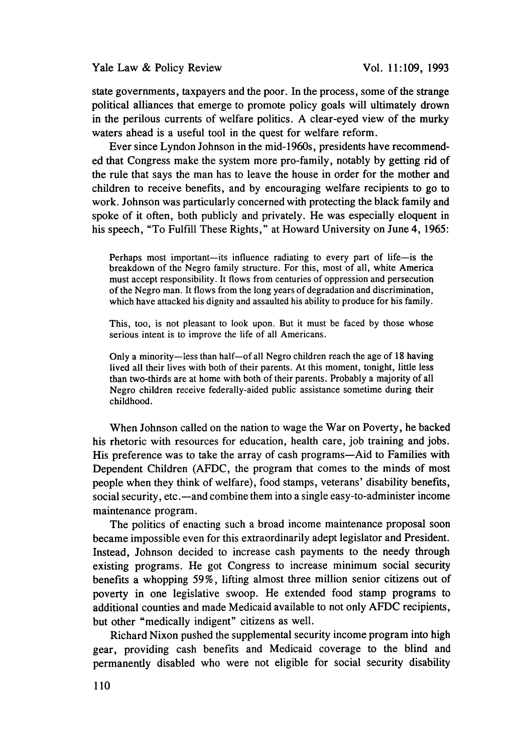state governments, taxpayers and the poor. In the process, some of the strange political alliances that emerge to promote policy goals will ultimately drown in the perilous currents of welfare politics. A clear-eyed view of the murky waters ahead is a useful tool in the quest for welfare reform.

Ever since Lyndon Johnson in the mid-1960s, presidents have recommended that Congress make the system more pro-family, notably by getting rid of the rule that says the man has to leave the house in order for the mother and children to receive benefits, and by encouraging welfare recipients to go to work. Johnson was particularly concerned with protecting the black family and spoke of it often, both publicly and privately. He was especially eloquent in his speech, "To Fulfill These Rights," at Howard University on June 4, 1965:

> Perhaps most important—its influence radiating to every part of life—is the breakdown of the Negro family structure. For this, most of all, white America must accept responsibility. It flows from centuries of oppression and persecution of the Negro man. It flows from the long years of degradation and discrimination, which have attacked his dignity and assaulted his ability to produce for his family.
>
> This, too, is not pleasant to look upon. But it must be faced by those whose serious intent is to improve the life of all Americans.
>
> Only a minority—less than half—of all Negro children reach the age of 18 having lived all their lives with both of their parents. At this moment, tonight, little less than two-thirds are at home with both of their parents. Probably a majority of all Negro children receive federally-aided public assistance sometime during their childhood.

When Johnson called on the nation to wage the War on Poverty, he backed his rhetoric with resources for education, health care, job training and jobs. His preference was to take the array of cash programs—Aid to Families with Dependent Children (AFDC, the program that comes to the minds of most people when they think of welfare), food stamps, veterans' disability benefits, social security, etc.—and combine them into a single easy-to-administer income maintenance program.

The politics of enacting such a broad income maintenance proposal soon became impossible even for this extraordinarily adept legislator and President. Instead, Johnson decided to increase cash payments to the needy through existing programs. He got Congress to increase minimum social security benefits a whopping 59%, lifting almost three million senior citizens out of poverty in one legislative swoop. He extended food stamp programs to additional counties and made Medicaid available to not only AFDC recipients, but other "medically indigent" citizens as well.

Richard Nixon pushed the supplemental security income program into high gear, providing cash benefits and Medicaid coverage to the blind and permanently disabled who were not eligible for social security disability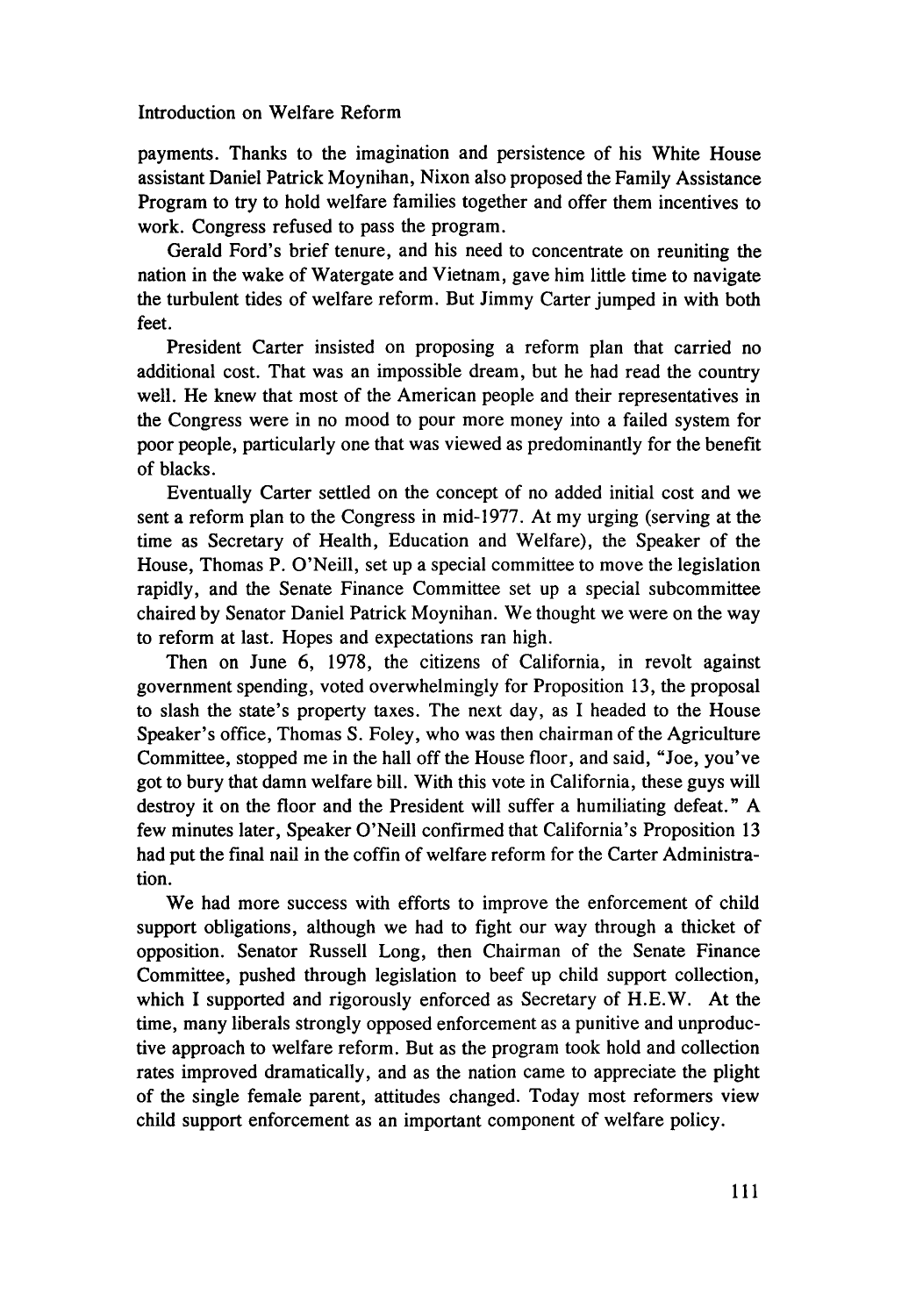payments. Thanks to the imagination and persistence of his White House assistant Daniel Patrick Moynihan, Nixon also proposed the Family Assistance Program to try to hold welfare families together and offer them incentives to work. Congress refused to pass the program.

Gerald Ford's brief tenure, and his need to concentrate on reuniting the nation in the wake of Watergate and Vietnam, gave him little time to navigate the turbulent tides of welfare reform. But Jimmy Carter jumped in with both feet.

President Carter insisted on proposing a reform plan that carried no additional cost. That was an impossible dream, but he had read the country well. He knew that most of the American people and their representatives in the Congress were in no mood to pour more money into a failed system for poor people, particularly one that was viewed as predominantly for the benefit of blacks.

Eventually Carter settled on the concept of no added initial cost and we sent a reform plan to the Congress in mid-1977. At my urging (serving at the time as Secretary of Health, Education and Welfare), the Speaker of the House, Thomas P. O'Neill, set up a special committee to move the legislation rapidly, and the Senate Finance Committee set up a special subcommittee chaired by Senator Daniel Patrick Moynihan. We thought we were on the way to reform at last. Hopes and expectations ran high.

Then on June 6, 1978, the citizens of California, in revolt against government spending, voted overwhelmingly for Proposition 13, the proposal to slash the state's property taxes. The next day, as I headed to the House Speaker's office, Thomas S. Foley, who was then chairman of the Agriculture Committee, stopped me in the hall off the House floor, and said, "Joe, you've got to bury that damn welfare bill. With this vote in California, these guys will destroy it on the floor and the President will suffer a humiliating defeat." A few minutes later, Speaker O'Neill confirmed that California's Proposition 13 had put the final nail in the coffin of welfare reform for the Carter Administration.

We had more success with efforts to improve the enforcement of child support obligations, although we had to fight our way through a thicket of opposition. Senator Russell Long, then Chairman of the Senate Finance Committee, pushed through legislation to beef up child support collection, which I supported and rigorously enforced as Secretary of H.E.W. At the time, many liberals strongly opposed enforcement as a punitive and unproductive approach to welfare reform. But as the program took hold and collection rates improved dramatically, and as the nation came to appreciate the plight of the single female parent, attitudes changed. Today most reformers view child support enforcement as an important component of welfare policy.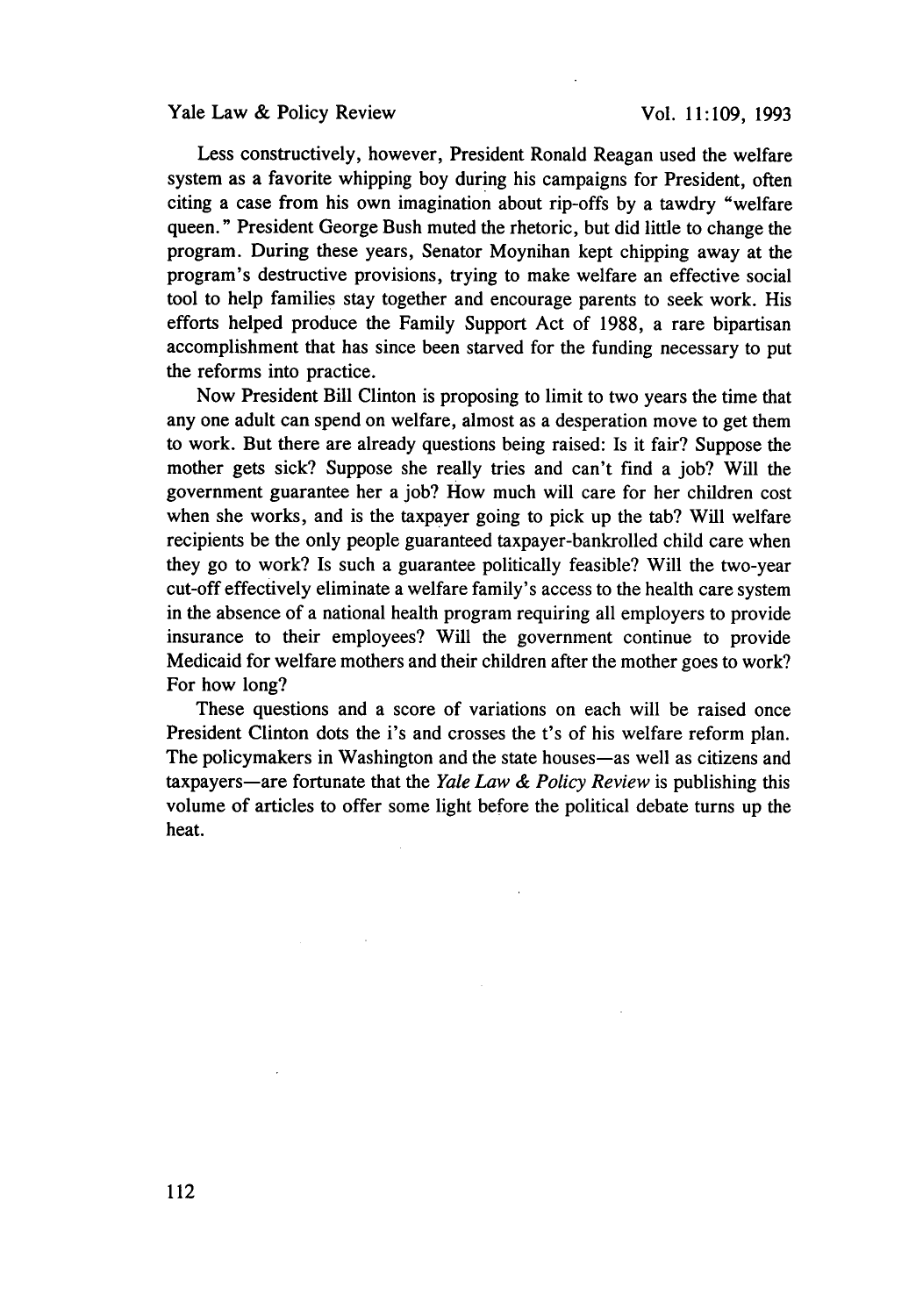Less constructively, however, President Ronald Reagan used the welfare system as a favorite whipping boy during his campaigns for President, often citing a case from his own imagination about rip-offs by a tawdry "welfare queen." President George Bush muted the rhetoric, but did little to change the program. During these years, Senator Moynihan kept chipping away at the program's destructive provisions, trying to make welfare an effective social tool to help families stay together and encourage parents to seek work. His efforts helped produce the Family Support Act of 1988, a rare bipartisan accomplishment that has since been starved for the funding necessary to put the reforms into practice.

Now President Bill Clinton is proposing to limit to two years the time that any one adult can spend on welfare, almost as a desperation move to get them to work. But there are already questions being raised: Is it fair? Suppose the mother gets sick? Suppose she really tries and can't find a job? Will the government guarantee her a job? How much will care for her children cost when she works, and is the taxpayer going to pick up the tab? Will welfare recipients be the only people guaranteed taxpayer-bankrolled child care when they go to work? Is such a guarantee politically feasible? Will the two-year cut-off effectively eliminate a welfare family's access to the health care system in the absence of a national health program requiring all employers to provide insurance to their employees? Will the government continue to provide Medicaid for welfare mothers and their children after the mother goes to work? For how long?

These questions and a score of variations on each will be raised once President Clinton dots the i's and crosses the t's of his welfare reform plan. The policymakers in Washington and the state houses—as well as citizens and taxpayers—are fortunate that the *Yale Law & Policy Review* is publishing this volume of articles to offer some light before the political debate turns up the heat.